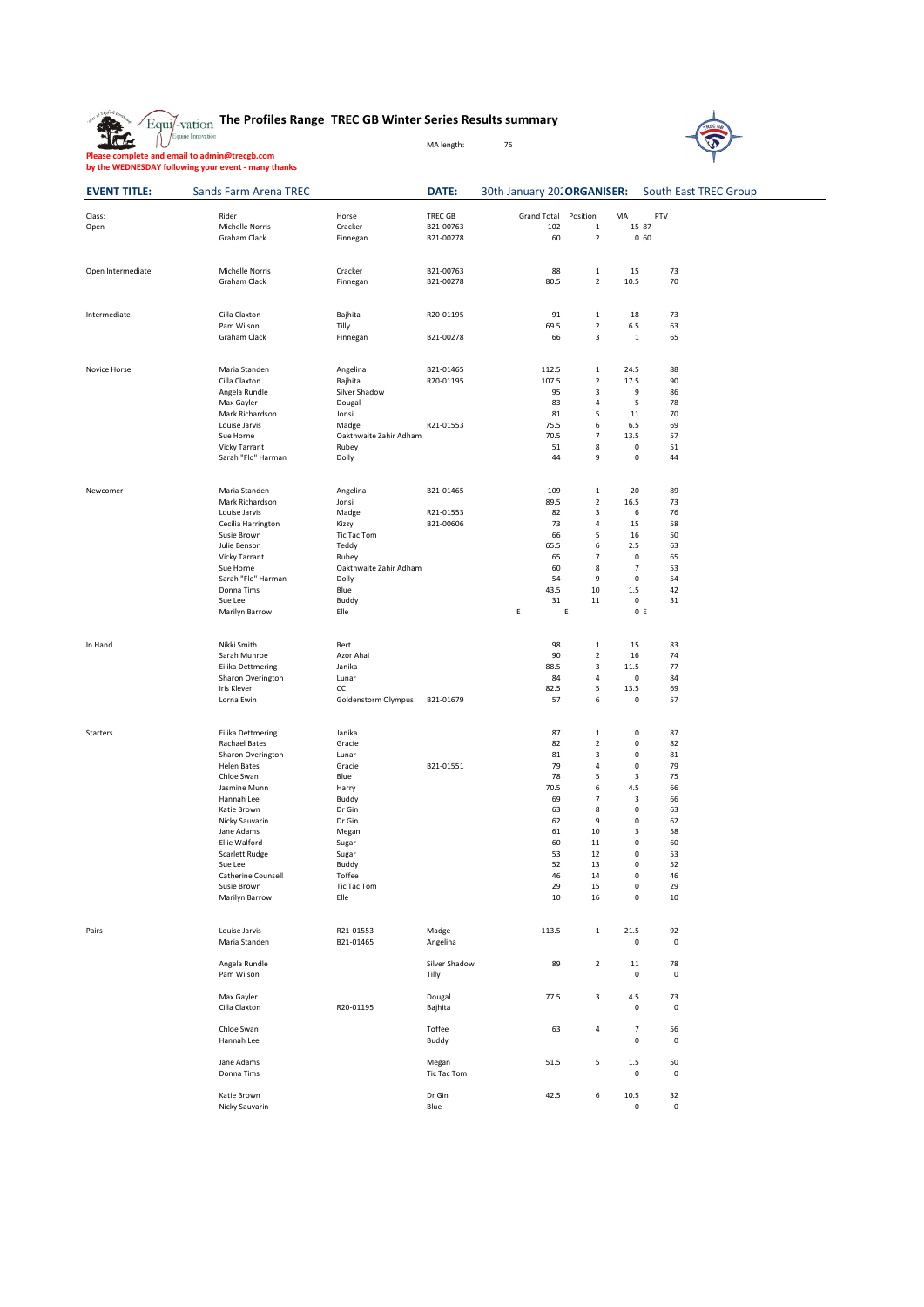# The Profiles Range TREC GB Winter Series Results summary

MA length: 75

**Please complete and email to admin@trecgb.com**
**by the WEDNESDAY following your event - many thanks**

**EVENT TITLE:** Sands Farm Arena TREC **DATE:** 30th January 20: **ORGANISER:** South East TREC Group

| Class: | Rider | Horse | TREC GB | Grand Total | Position | MA | PTV |
|---|---|---|---|---|---|---|---|
| Open | Michelle Norris | Cracker | B21-00763 | 102 | 1 | 15 87 | |
| | Graham Clack | Finnegan | B21-00278 | 60 | 2 | 0 60 | |
| Open Intermediate | Michelle Norris | Cracker | B21-00763 | 88 | 1 | 15 | 73 |
| | Graham Clack | Finnegan | B21-00278 | 80.5 | 2 | 10.5 | 70 |
| Intermediate | Cilla Claxton | Bajhita | R20-01195 | 91 | 1 | 18 | 73 |
| | Pam Wilson | Tilly | | 69.5 | 2 | 6.5 | 63 |
| | Graham Clack | Finnegan | B21-00278 | 66 | 3 | 1 | 65 |
| Novice Horse | Maria Standen | Angelina | B21-01465 | 112.5 | 1 | 24.5 | 88 |
| | Cilla Claxton | Bajhita | R20-01195 | 107.5 | 2 | 17.5 | 90 |
| | Angela Rundle | Silver Shadow | | 95 | 3 | 9 | 86 |
| | Max Gayler | Dougal | | 83 | 4 | 5 | 78 |
| | Mark Richardson | Jonsi | | 81 | 5 | 11 | 70 |
| | Louise Jarvis | Madge | R21-01553 | 75.5 | 6 | 6.5 | 69 |
| | Sue Horne | Oakthwaite Zahir Adham | | 70.5 | 7 | 13.5 | 57 |
| | Vicky Tarrant | Rubey | | 51 | 8 | 0 | 51 |
| | Sarah "Flo" Harman | Dolly | | 44 | 9 | 0 | 44 |
| Newcomer | Maria Standen | Angelina | B21-01465 | 109 | 1 | 20 | 89 |
| | Mark Richardson | Jonsi | | 89.5 | 2 | 16.5 | 73 |
| | Louise Jarvis | Madge | R21-01553 | 82 | 3 | 6 | 76 |
| | Cecilia Harrington | Kizzy | B21-00606 | 73 | 4 | 15 | 58 |
| | Susie Brown | Tic Tac Tom | | 66 | 5 | 16 | 50 |
| | Julie Benson | Teddy | | 65.5 | 6 | 2.5 | 63 |
| | Vicky Tarrant | Rubey | | 65 | 7 | 0 | 65 |
| | Sue Horne | Oakthwaite Zahir Adham | | 60 | 8 | 7 | 53 |
| | Sarah "Flo" Harman | Dolly | | 54 | 9 | 0 | 54 |
| | Donna Tims | Blue | | 43.5 | 10 | 1.5 | 42 |
| | Sue Lee | Buddy | | 31 | 11 | 0 | 31 |
| | Marilyn Barrow | Elle | | E | E | 0 E | |
| In Hand | Nikki Smith | Bert | | 98 | 1 | 15 | 83 |
| | Sarah Munroe | Azor Ahai | | 90 | 2 | 16 | 74 |
| | Eilika Dettmering | Janika | | 88.5 | 3 | 11.5 | 77 |
| | Sharon Overington | Lunar | | 84 | 4 | 0 | 84 |
| | Iris Klever | CC | | 82.5 | 5 | 13.5 | 69 |
| | Lorna Ewin | Goldenstorm Olympus | B21-01679 | 57 | 6 | 0 | 57 |
| Starters | Eilika Dettmering | Janika | | 87 | 1 | 0 | 87 |
| | Rachael Bates | Gracie | | 82 | 2 | 0 | 82 |
| | Sharon Overington | Lunar | | 81 | 3 | 0 | 81 |
| | Helen Bates | Gracie | B21-01551 | 79 | 4 | 0 | 79 |
| | Chloe Swan | Blue | | 78 | 5 | 3 | 75 |
| | Jasmine Munn | Harry | | 70.5 | 6 | 4.5 | 66 |
| | Hannah Lee | Buddy | | 69 | 7 | 3 | 66 |
| | Katie Brown | Dr Gin | | 63 | 8 | 0 | 63 |
| | Nicky Sauvarin | Dr Gin | | 62 | 9 | 0 | 62 |
| | Jane Adams | Megan | | 61 | 10 | 3 | 58 |
| | Ellie Walford | Sugar | | 60 | 11 | 0 | 60 |
| | Scarlett Rudge | Sugar | | 53 | 12 | 0 | 53 |
| | Sue Lee | Buddy | | 52 | 13 | 0 | 52 |
| | Catherine Counsell | Toffee | | 46 | 14 | 0 | 46 |
| | Susie Brown | Tic Tac Tom | | 29 | 15 | 0 | 29 |
| | Marilyn Barrow | Elle | | 10 | 16 | 0 | 10 |
| Pairs | Louise Jarvis | R21-01553 | Madge | 113.5 | 1 | 21.5 | 92 |
| | Maria Standen | B21-01465 | Angelina | | | 0 | 0 |
| | Angela Rundle | | Silver Shadow | 89 | 2 | 11 | 78 |
| | Pam Wilson | | Tilly | | | 0 | 0 |
| | Max Gayler | | Dougal | 77.5 | 3 | 4.5 | 73 |
| | Cilla Claxton | R20-01195 | Bajhita | | | 0 | 0 |
| | Chloe Swan | | Toffee | 63 | 4 | 7 | 56 |
| | Hannah Lee | | Buddy | | | 0 | 0 |
| | Jane Adams | | Megan | 51.5 | 5 | 1.5 | 50 |
| | Donna Tims | | Tic Tac Tom | | | 0 | 0 |
| | Katie Brown | | Dr Gin | 42.5 | 6 | 10.5 | 32 |
| | Nicky Sauvarin | | Blue | | | 0 | 0 |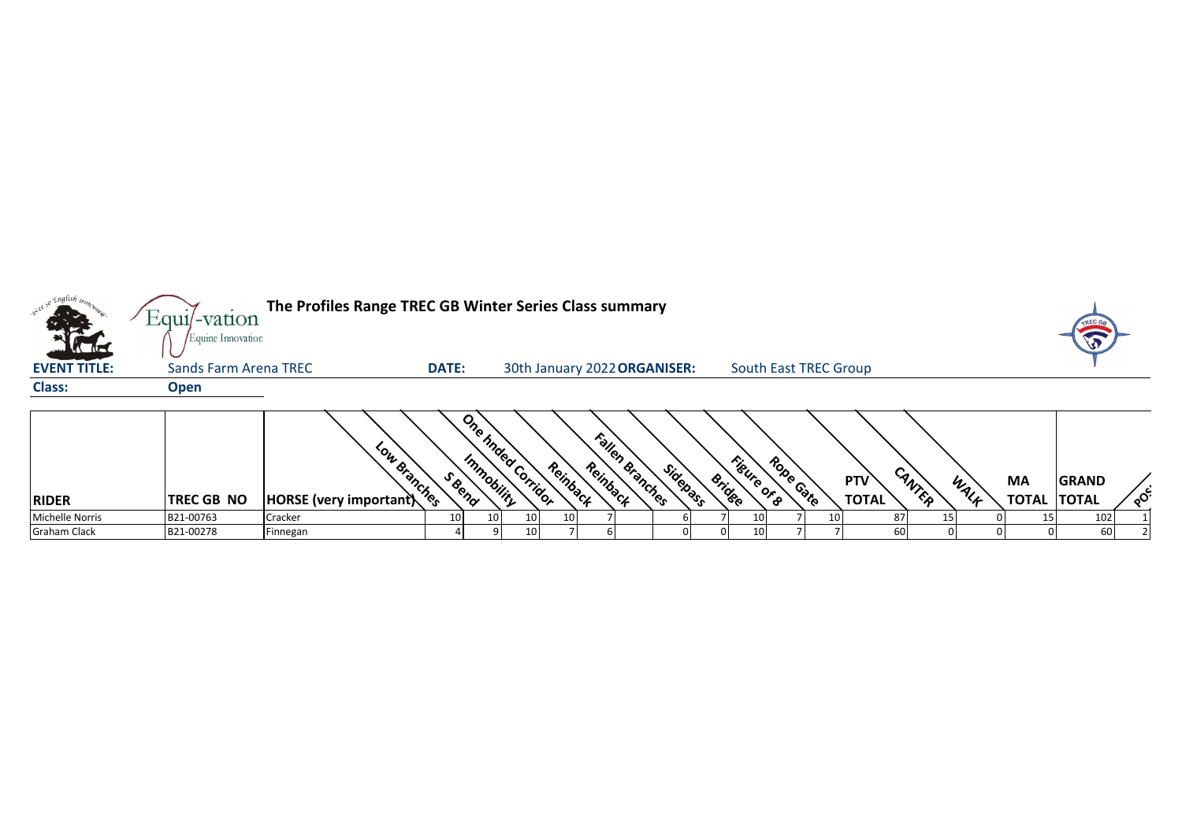# The Profiles Range TREC GB Winter Series Class summary

**EVENT TITLE:** Sands Farm Arena TREC **DATE:** 30th January 2022 **ORGANISER:** South East TREC Group

**Class:** **Open**

| RIDER | TREC GB NO | HORSE (very important) | Low Branches | S Bend | Immobility | One hnded Corridor | Reinback | Reinback | Fallen Branches | Sidepass | Bridge | Figure of 8 | Rope Gate | PTV TOTAL | CANTER | WALK | MA TOTAL | GRAND TOTAL | POS |
|---|---|---|---|---|---|---|---|---|---|---|---|---|---|---|---|---|---|---|---|
| Michelle Norris | B21-00763 | Cracker | 10 | 10 | 10 | 10 | 7 | | 6 | 7 | 10 | 7 | 10 | 87 | 15 | 0 | 15 | 102 | 1 |
| Graham Clack | B21-00278 | Finnegan | 4 | 9 | 10 | 7 | 6 | | 0 | 0 | 10 | 7 | 7 | 60 | 0 | 0 | 0 | 60 | 2 |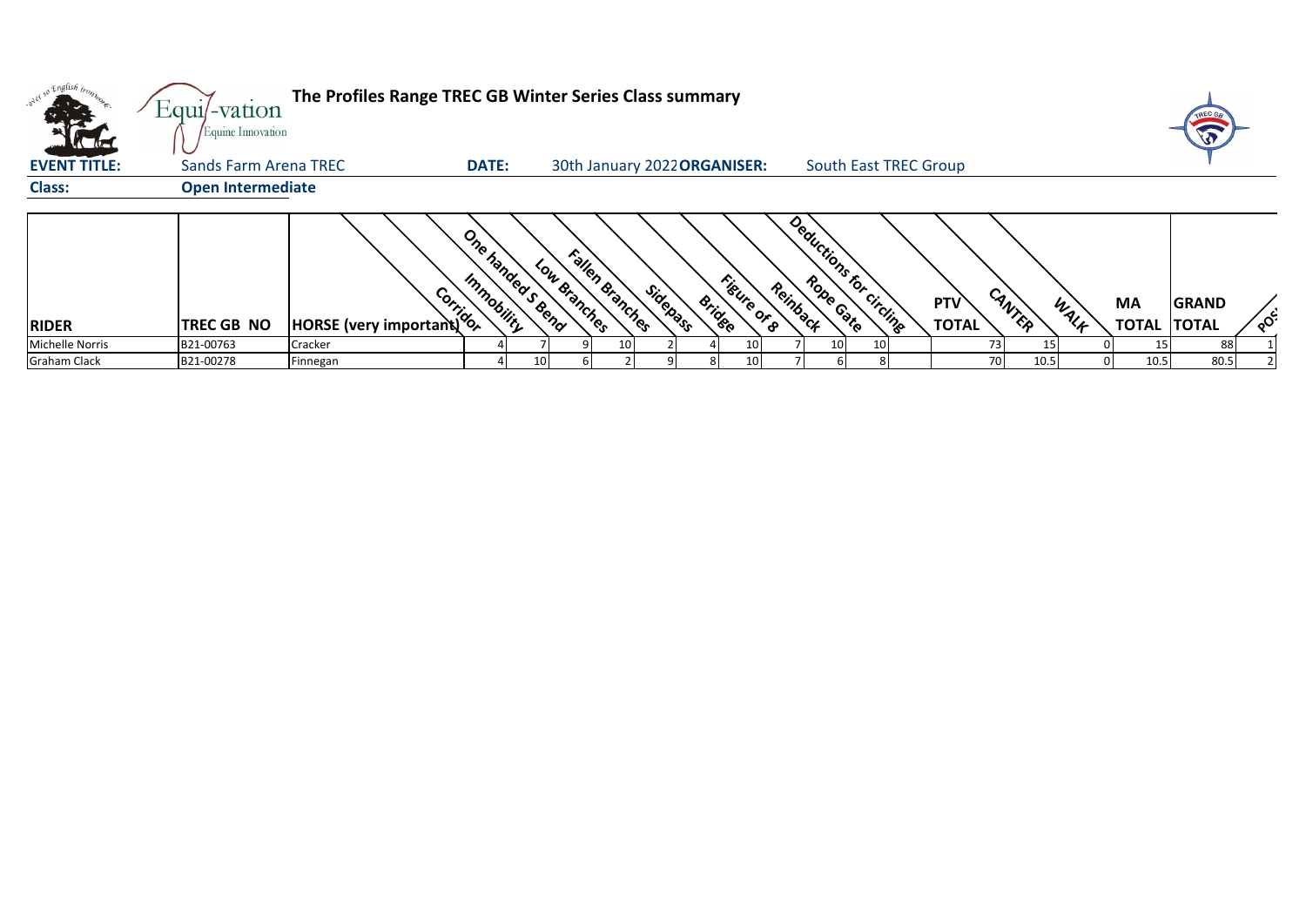**The Profiles Range TREC GB Winter Series Class summary**

**EVENT TITLE:** Sands Farm Arena TREC **DATE:** 30th January 2022 **ORGANISER:** South East TREC Group

**Class:** **Open Intermediate**

| RIDER | TREC GB NO | HORSE (very important) | Corridor | Immobility | One handed S Bend | Low Branches | Fallen Branches | Sidepass | Bridge | Figure of 8 | Reinback | Rope Gate | Deductions for circling | PTV TOTAL | CANTER | WALK | MA TOTAL | GRAND TOTAL | POS |
|---|---|---|---|---|---|---|---|---|---|---|---|---|---|---|---|---|---|---|---|
| Michelle Norris | B21-00763 | Cracker | 4 | 7 | 9 | 10 | 2 | 4 | 10 | 7 | 10 | 10 | | 73 | 15 | 0 | 15 | 88 | 1 |
| Graham Clack | B21-00278 | Finnegan | 4 | 10 | 6 | 2 | 9 | 8 | 10 | 7 | 6 | 8 | | 70 | 10.5 | 0 | 10.5 | 80.5 | 2 |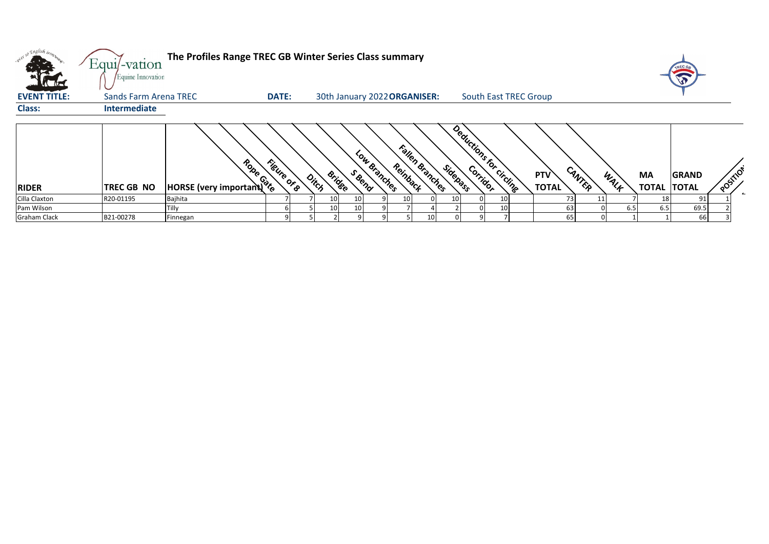# The Profiles Range TREC GB Winter Series Class summary

**EVENT TITLE:** Sands Farm Arena TREC **DATE:** 30th January 2022 **ORGANISER:** South East TREC Group

**Class:** Intermediate

| RIDER | TREC GB NO | HORSE (very important) | Rope Gate | Figure of 8 | Ditch | Bridge | S Bend | Low Branches | Reinback | Fallen Branches | Sidepass | Corridor | Deductions for circling | PTV TOTAL | CANTER | WALK | MA TOTAL | GRAND TOTAL | POSITION |
|---|---|---|---|---|---|---|---|---|---|---|---|---|---|---|---|---|---|---|---|
| Cilla Claxton | R20-01195 | Bajhita | 7 | 7 | 10 | 10 | 9 | 10 | 0 | 10 | 0 | 10 | | 73 | 11 | 7 | 18 | 91 | 1 |
| Pam Wilson | | Tilly | 6 | 5 | 10 | 10 | 9 | 7 | 4 | 2 | 0 | 10 | | 63 | 0 | 6.5 | 6.5 | 69.5 | 2 |
| Graham Clack | B21-00278 | Finnegan | 9 | 5 | 2 | 9 | 9 | 5 | 10 | 0 | 9 | 7 | | 65 | 0 | 1 | 1 | 66 | 3 |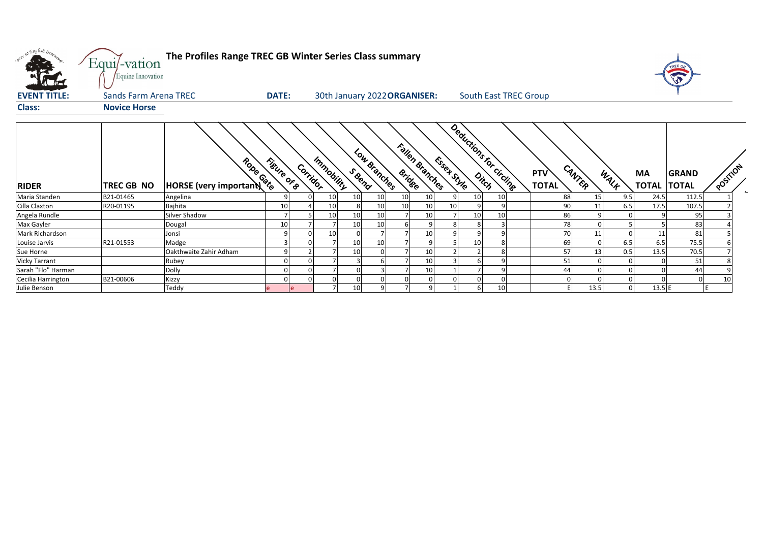# The Profiles Range TREC GB Winter Series Class summary

**EVENT TITLE:** Sands Farm Arena TREC **DATE:** 30th January 2022 **ORGANISER:** South East TREC Group

**Class:** Novice Horse

| RIDER | TREC GB NO | HORSE (very important) | Rope Gate | Figure of 8 | Corridor | Immobility | S Bend | Low Branches | Bridge | Fallen Branches | Essex Style | Ditch | Deductions for circling | PTV TOTAL | CANTER | WALK | MA TOTAL | GRAND TOTAL | POSITION |
|---|---|---|---|---|---|---|---|---|---|---|---|---|---|---|---|---|---|---|---|
| Maria Standen | B21-01465 | Angelina | 9 | 0 | 10 | 10 | 10 | 10 | 10 | 9 | 10 | 10 | | 88 | 15 | 9.5 | 24.5 | 112.5 | 1 |
| Cilla Claxton | R20-01195 | Bajhita | 10 | 4 | 10 | 8 | 10 | 10 | 10 | 10 | 9 | 9 | | 90 | 11 | 6.5 | 17.5 | 107.5 | 2 |
| Angela Rundle | | Silver Shadow | 7 | 5 | 10 | 10 | 10 | 7 | 10 | 7 | 10 | 10 | | 86 | 9 | 0 | 9 | 95 | 3 |
| Max Gayler | | Dougal | 10 | 7 | 7 | 10 | 10 | 6 | 9 | 8 | 8 | 3 | | 78 | 0 | 5 | 5 | 83 | 4 |
| Mark Richardson | | Jonsi | 9 | 0 | 10 | 0 | 7 | 7 | 10 | 9 | 9 | 9 | | 70 | 11 | 0 | 11 | 81 | 5 |
| Louise Jarvis | R21-01553 | Madge | 3 | 0 | 7 | 10 | 10 | 7 | 9 | 5 | 10 | 8 | | 69 | 0 | 6.5 | 6.5 | 75.5 | 6 |
| Sue Horne | | Oakthwaite Zahir Adham | 9 | 2 | 7 | 10 | 0 | 7 | 10 | 2 | 2 | 8 | | 57 | 13 | 0.5 | 13.5 | 70.5 | 7 |
| Vicky Tarrant | | Rubey | 0 | 0 | 7 | 3 | 6 | 7 | 10 | 3 | 6 | 9 | | 51 | 0 | 0 | 0 | 51 | 8 |
| Sarah "Flo" Harman | | Dolly | 0 | 0 | 7 | 0 | 3 | 7 | 10 | 1 | 7 | 9 | | 44 | 0 | 0 | 0 | 44 | 9 |
| Cecilia Harrington | B21-00606 | Kizzy | 0 | 0 | 0 | 0 | 0 | 0 | 0 | 0 | 0 | 0 | | 0 | 0 | 0 | 0 | 0 | 10 |
| Julie Benson | | Teddy | e | e | 7 | 10 | 9 | 7 | 9 | 1 | 6 | 10 | | E | 13.5 | 0 | 13.5 | E | E |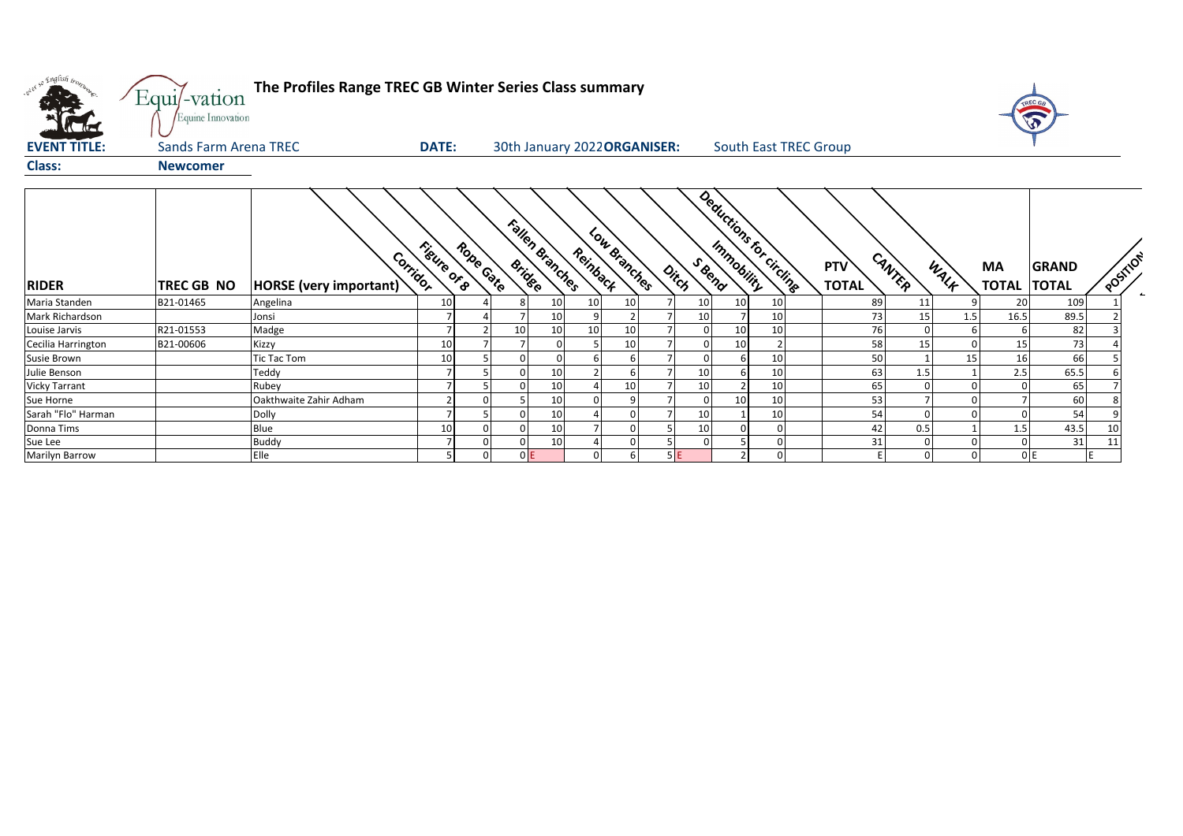# The Profiles Range TREC GB Winter Series Class summary

**EVENT TITLE:** Sands Farm Arena TREC **DATE:** 30th January 2022 **ORGANISER:** South East TREC Group

**Class:** Newcomer

| RIDER | TREC GB NO | HORSE (very important) | Corridor | Figure of 8 | Rope Gate | Bridge | Fallen Branches | Reinback | Low Branches | Ditch | S Bend | Immobility | Deductions for circling | PTV TOTAL | CANTER | WALK | MA TOTAL | GRAND TOTAL | POSITION |
|---|---|---|---|---|---|---|---|---|---|---|---|---|---|---|---|---|---|---|---|
| Maria Standen | B21-01465 | Angelina | 10 | 4 | 8 | 10 | 10 | 10 | 7 | 10 | 10 | 10 | | 89 | 11 | 9 | 20 | 109 | 1 |
| Mark Richardson | | Jonsi | 7 | 4 | 7 | 10 | 9 | 2 | 7 | 10 | 7 | 10 | | 73 | 15 | 1.5 | 16.5 | 89.5 | 2 |
| Louise Jarvis | R21-01553 | Madge | 7 | 2 | 10 | 10 | 10 | 10 | 7 | 0 | 10 | 10 | | 76 | 0 | 6 | 6 | 82 | 3 |
| Cecilia Harrington | B21-00606 | Kizzy | 10 | 7 | 7 | 0 | 5 | 10 | 7 | 0 | 10 | 2 | | 58 | 15 | 0 | 15 | 73 | 4 |
| Susie Brown | | Tic Tac Tom | 10 | 5 | 0 | 0 | 6 | 6 | 7 | 0 | 6 | 10 | | 50 | 1 | 15 | 16 | 66 | 5 |
| Julie Benson | | Teddy | 7 | 5 | 0 | 10 | 2 | 6 | 7 | 10 | 6 | 10 | | 63 | 1.5 | 1 | 2.5 | 65.5 | 6 |
| Vicky Tarrant | | Rubey | 7 | 5 | 0 | 10 | 4 | 10 | 7 | 10 | 2 | 10 | | 65 | 0 | 0 | 0 | 65 | 7 |
| Sue Horne | | Oakthwaite Zahir Adham | 2 | 0 | 5 | 10 | 0 | 9 | 7 | 0 | 10 | 10 | | 53 | 7 | 0 | 7 | 60 | 8 |
| Sarah "Flo" Harman | | Dolly | 7 | 5 | 0 | 10 | 4 | 0 | 7 | 10 | 1 | 10 | | 54 | 0 | 0 | 0 | 54 | 9 |
| Donna Tims | | Blue | 10 | 0 | 0 | 10 | 7 | 0 | 5 | 10 | 0 | 0 | | 42 | 0.5 | 1 | 1.5 | 43.5 | 10 |
| Sue Lee | | Buddy | 7 | 0 | 0 | 10 | 4 | 0 | 5 | 0 | 5 | 0 | | 31 | 0 | 0 | 0 | 31 | 11 |
| Marilyn Barrow | | Elle | 5 | 0 | 0 | E | 0 | 6 | 5 | E | 2 | 0 | | E | 0 | 0 | 0 | E | E |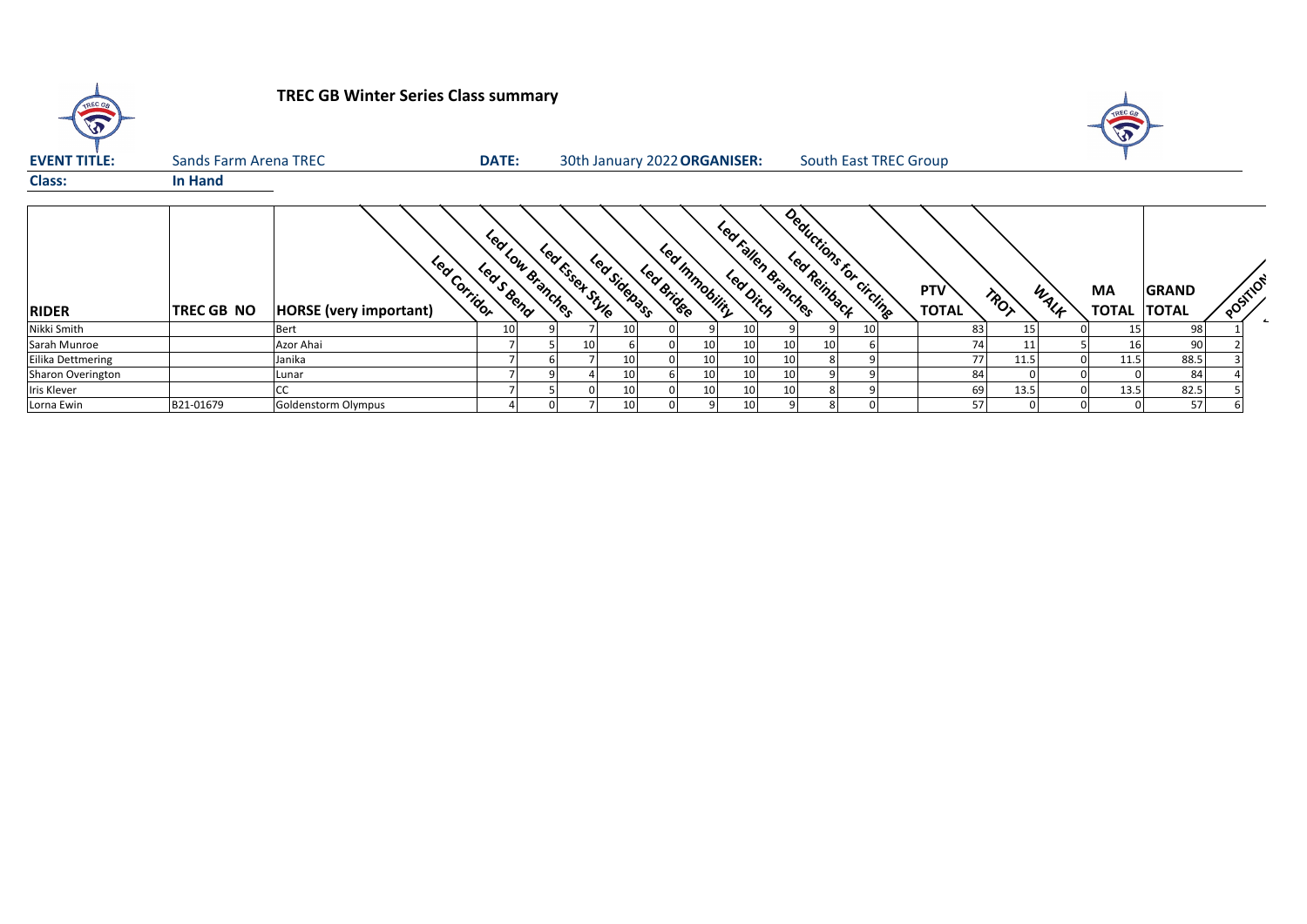## TREC GB Winter Series Class summary

**EVENT TITLE:** Sands Farm Arena TREC **DATE:** 30th January 2022 **ORGANISER:** South East TREC Group

**Class:** In Hand

| RIDER | TREC GB NO | HORSE (very important) | Led Corridor | Led S Bend | Led Low Branches | Led Essex Style | Led Sidepass | Led Bridge | Led Immobility | Led Ditch | Led Fallen Branches | Led Reinback | Deductions for circling | PTV TOTAL | TROT | WALK | MA TOTAL | GRAND TOTAL | POSITION |
|---|---|---|---|---|---|---|---|---|---|---|---|---|---|---|---|---|---|---|---|
| Nikki Smith | | Bert | 10 | 9 | 7 | 10 | 0 | 9 | 10 | 9 | 9 | 10 | | 83 | 15 | 0 | 15 | 98 | 1 |
| Sarah Munroe | | Azor Ahai | 7 | 5 | 10 | 6 | 0 | 10 | 10 | 10 | 10 | 6 | | 74 | 11 | 5 | 16 | 90 | 2 |
| Eilika Dettmering | | Janika | 7 | 6 | 7 | 10 | 0 | 10 | 10 | 10 | 8 | 9 | | 77 | 11.5 | 0 | 11.5 | 88.5 | 3 |
| Sharon Overington | | Lunar | 7 | 9 | 4 | 10 | 6 | 10 | 10 | 10 | 9 | 9 | | 84 | 0 | 0 | 0 | 84 | 4 |
| Iris Klever | | CC | 7 | 5 | 0 | 10 | 0 | 10 | 10 | 10 | 8 | 9 | | 69 | 13.5 | 0 | 13.5 | 82.5 | 5 |
| Lorna Ewin | B21-01679 | Goldenstorm Olympus | 4 | 0 | 7 | 10 | 0 | 9 | 10 | 9 | 8 | 0 | | 57 | 0 | 0 | 0 | 57 | 6 |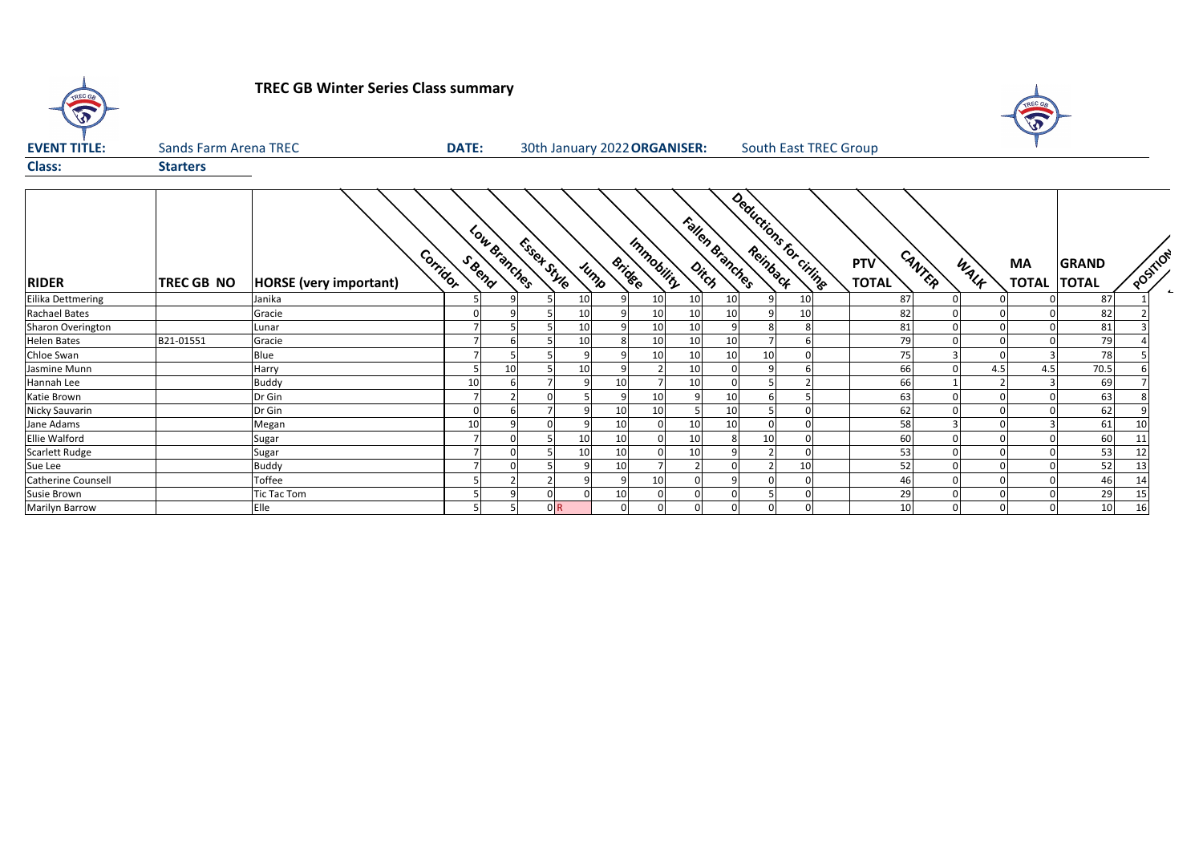# TREC GB Winter Series Class summary

**EVENT TITLE:** Sands Farm Arena TREC **DATE:** 30th January 2022 **ORGANISER:** South East TREC Group

**Class:** Starters

| RIDER | TREC GB NO | HORSE (very important) | Corridor | S Bend | Low Branches | Essex Style | Jump | Bridge | Immobility | Ditch | Fallen Branches | Reinback | Deductions for circling | PTV TOTAL | CANTER | WALK | MA TOTAL | GRAND TOTAL | POSITION |
|---|---|---|---|---|---|---|---|---|---|---|---|---|---|---|---|---|---|---|---|
| Eilika Dettmering | | Janika | 5 | 9 | 5 | 10 | 9 | 10 | 10 | 10 | 9 | 10 | | 87 | 0 | 0 | 0 | 87 | 1 |
| Rachael Bates | | Gracie | 0 | 9 | 5 | 10 | 9 | 10 | 10 | 10 | 9 | 10 | | 82 | 0 | 0 | 0 | 82 | 2 |
| Sharon Overington | | Lunar | 7 | 5 | 5 | 10 | 9 | 10 | 10 | 9 | 8 | 8 | | 81 | 0 | 0 | 0 | 81 | 3 |
| Helen Bates | B21-01551 | Gracie | 7 | 6 | 5 | 10 | 8 | 10 | 10 | 10 | 7 | 6 | | 79 | 0 | 0 | 0 | 79 | 4 |
| Chloe Swan | | Blue | 7 | 5 | 5 | 9 | 9 | 10 | 10 | 10 | 10 | 0 | | 75 | 3 | 0 | 3 | 78 | 5 |
| Jasmine Munn | | Harry | 5 | 10 | 5 | 10 | 9 | 2 | 10 | 0 | 9 | 6 | | 66 | 0 | 4.5 | 4.5 | 70.5 | 6 |
| Hannah Lee | | Buddy | 10 | 6 | 7 | 9 | 10 | 7 | 10 | 0 | 5 | 2 | | 66 | 1 | 2 | 3 | 69 | 7 |
| Katie Brown | | Dr Gin | 7 | 2 | 0 | 5 | 9 | 10 | 9 | 10 | 6 | 5 | | 63 | 0 | 0 | 0 | 63 | 8 |
| Nicky Sauvarin | | Dr Gin | 0 | 6 | 7 | 9 | 10 | 10 | 5 | 10 | 5 | 0 | | 62 | 0 | 0 | 0 | 62 | 9 |
| Jane Adams | | Megan | 10 | 9 | 0 | 9 | 10 | 0 | 10 | 10 | 0 | 0 | | 58 | 3 | 0 | 3 | 61 | 10 |
| Ellie Walford | | Sugar | 7 | 0 | 5 | 10 | 10 | 0 | 10 | 8 | 10 | 0 | | 60 | 0 | 0 | 0 | 60 | 11 |
| Scarlett Rudge | | Sugar | 7 | 0 | 5 | 10 | 10 | 0 | 10 | 9 | 2 | 0 | | 53 | 0 | 0 | 0 | 53 | 12 |
| Sue Lee | | Buddy | 7 | 0 | 5 | 9 | 10 | 7 | 2 | 0 | 2 | 10 | | 52 | 0 | 0 | 0 | 52 | 13 |
| Catherine Counsell | | Toffee | 5 | 2 | 2 | 9 | 9 | 10 | 0 | 9 | 0 | 0 | | 46 | 0 | 0 | 0 | 46 | 14 |
| Susie Brown | | Tic Tac Tom | 5 | 9 | 0 | 0 | 10 | 0 | 0 | 0 | 5 | 0 | | 29 | 0 | 0 | 0 | 29 | 15 |
| Marilyn Barrow | | Elle | 5 | 5 | 0 | R | 0 | 0 | 0 | 0 | 0 | 0 | | 10 | 0 | 0 | 0 | 10 | 16 |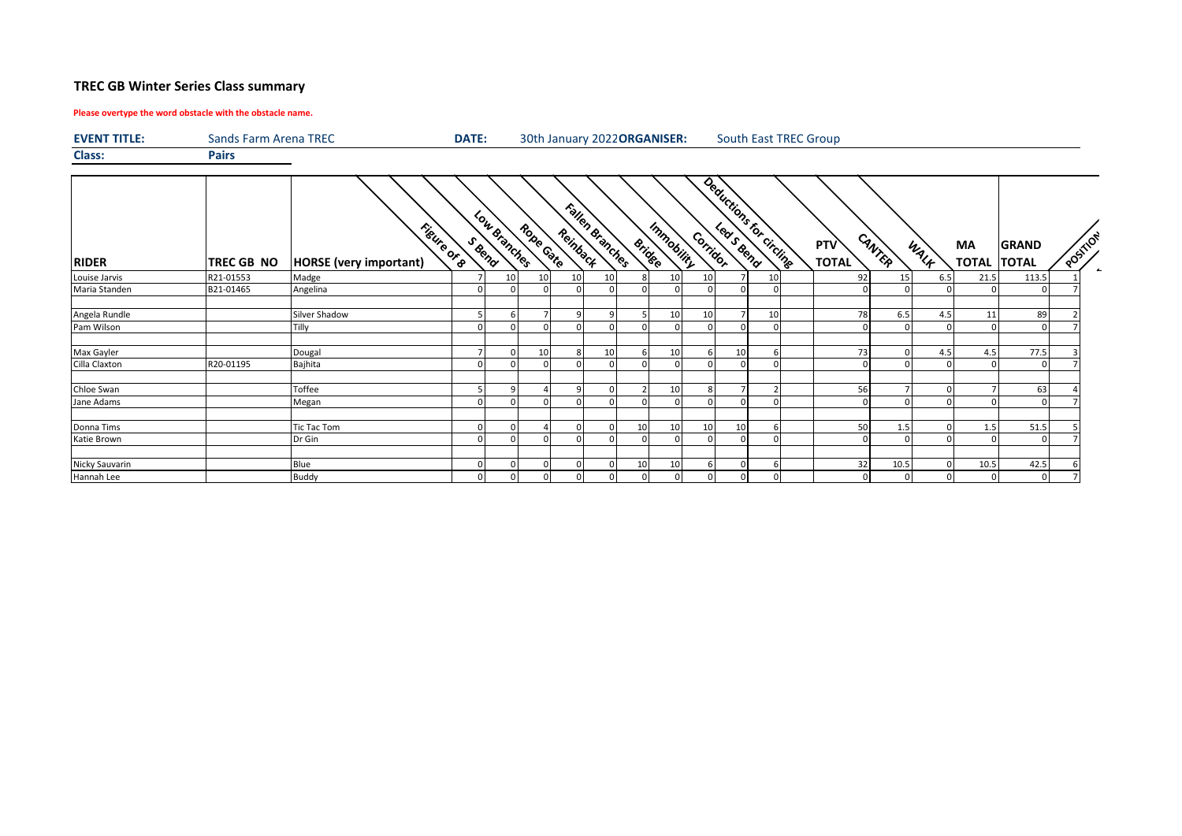## TREC GB Winter Series Class summary

**Please overtype the word obstacle with the obstacle name.**

**EVENT TITLE:** Sands Farm Arena TREC **DATE:** 30th January 2022 **ORGANISER:** South East TREC Group

**Class:** **Pairs**

| RIDER | TREC GB NO | HORSE (very important) | Figure of 8 | S Bend | Low Branches | Rope Gate | Reinback | Fallen Branches | Bridge | Immobility | Corridor | Led S Bend | Deductions for circling | PTV TOTAL | CANTER | WALK | MA TOTAL | GRAND TOTAL | POSITION |
|---|---|---|---|---|---|---|---|---|---|---|---|---|---|---|---|---|---|---|---|
| Louise Jarvis | R21-01553 | Madge | 7 | 10 | 10 | 10 | 10 | 8 | 10 | 10 | 7 | 10 | | 92 | 15 | 6.5 | 21.5 | 113.5 | 1 |
| Maria Standen | B21-01465 | Angelina | 0 | 0 | 0 | 0 | 0 | 0 | 0 | 0 | 0 | 0 | | 0 | 0 | 0 | 0 | 0 | 7 |
| | | | | | | | | | | | | | | | | | | | |
| Angela Rundle | | Silver Shadow | 5 | 6 | 7 | 9 | 9 | 5 | 10 | 10 | 7 | 10 | | 78 | 6.5 | 4.5 | 11 | 89 | 2 |
| Pam Wilson | | Tilly | 0 | 0 | 0 | 0 | 0 | 0 | 0 | 0 | 0 | 0 | | 0 | 0 | 0 | 0 | 0 | 7 |
| | | | | | | | | | | | | | | | | | | | |
| Max Gayler | | Dougal | 7 | 0 | 10 | 8 | 10 | 6 | 10 | 6 | 10 | 6 | | 73 | 0 | 4.5 | 4.5 | 77.5 | 3 |
| Cilla Claxton | R20-01195 | Bajhita | 0 | 0 | 0 | 0 | 0 | 0 | 0 | 0 | 0 | 0 | | 0 | 0 | 0 | 0 | 0 | 7 |
| | | | | | | | | | | | | | | | | | | | |
| Chloe Swan | | Toffee | 5 | 9 | 4 | 9 | 0 | 2 | 10 | 8 | 7 | 2 | | 56 | 7 | 0 | 7 | 63 | 4 |
| Jane Adams | | Megan | 0 | 0 | 0 | 0 | 0 | 0 | 0 | 0 | 0 | 0 | | 0 | 0 | 0 | 0 | 0 | 7 |
| | | | | | | | | | | | | | | | | | | | |
| Donna Tims | | Tic Tac Tom | 0 | 0 | 4 | 0 | 0 | 10 | 10 | 10 | 10 | 6 | | 50 | 1.5 | 0 | 1.5 | 51.5 | 5 |
| Katie Brown | | Dr Gin | 0 | 0 | 0 | 0 | 0 | 0 | 0 | 0 | 0 | 0 | | 0 | 0 | 0 | 0 | 0 | 7 |
| | | | | | | | | | | | | | | | | | | | |
| Nicky Sauvarin | | Blue | 0 | 0 | 0 | 0 | 0 | 10 | 10 | 6 | 0 | 6 | | 32 | 10.5 | 0 | 10.5 | 42.5 | 6 |
| Hannah Lee | | Buddy | 0 | 0 | 0 | 0 | 0 | 0 | 0 | 0 | 0 | 0 | | 0 | 0 | 0 | 0 | 0 | 7 |